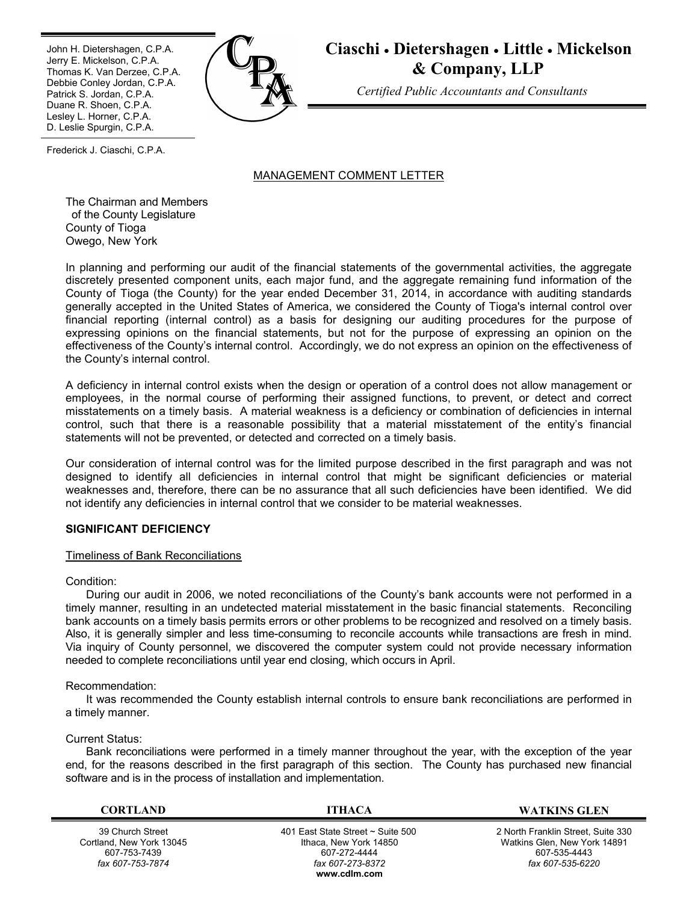John H. Dietershagen, C.P.A.
Jerry E. Mickelson, C.P.A.
Thomas K. Van Derzee, C.P.A.
Debbie Conley Jordan, C.P.A.
Patrick S. Jordan, C.P.A.
Duane R. Shoen, C.P.A.
Lesley L. Horner, C.P.A.
D. Leslie Spurgin, C.P.A.

Frederick J. Ciaschi, C.P.A.

# Ciaschi • Dietershagen • Little • Mickelson & Company, LLP

*Certified Public Accountants and Consultants*

## MANAGEMENT COMMENT LETTER

The Chairman and Members
of the County Legislature
County of Tioga
Owego, New York

In planning and performing our audit of the financial statements of the governmental activities, the aggregate discretely presented component units, each major fund, and the aggregate remaining fund information of the County of Tioga (the County) for the year ended December 31, 2014, in accordance with auditing standards generally accepted in the United States of America, we considered the County of Tioga's internal control over financial reporting (internal control) as a basis for designing our auditing procedures for the purpose of expressing opinions on the financial statements, but not for the purpose of expressing an opinion on the effectiveness of the County's internal control. Accordingly, we do not express an opinion on the effectiveness of the County's internal control.

A deficiency in internal control exists when the design or operation of a control does not allow management or employees, in the normal course of performing their assigned functions, to prevent, or detect and correct misstatements on a timely basis. A material weakness is a deficiency or combination of deficiencies in internal control, such that there is a reasonable possibility that a material misstatement of the entity's financial statements will not be prevented, or detected and corrected on a timely basis.

Our consideration of internal control was for the limited purpose described in the first paragraph and was not designed to identify all deficiencies in internal control that might be significant deficiencies or material weaknesses and, therefore, there can be no assurance that all such deficiencies have been identified. We did not identify any deficiencies in internal control that we consider to be material weaknesses.

### SIGNIFICANT DEFICIENCY

Timeliness of Bank Reconciliations

Condition:

During our audit in 2006, we noted reconciliations of the County's bank accounts were not performed in a timely manner, resulting in an undetected material misstatement in the basic financial statements. Reconciling bank accounts on a timely basis permits errors or other problems to be recognized and resolved on a timely basis. Also, it is generally simpler and less time-consuming to reconcile accounts while transactions are fresh in mind. Via inquiry of County personnel, we discovered the computer system could not provide necessary information needed to complete reconciliations until year end closing, which occurs in April.

Recommendation:

It was recommended the County establish internal controls to ensure bank reconciliations are performed in a timely manner.

Current Status:

Bank reconciliations were performed in a timely manner throughout the year, with the exception of the year end, for the reasons described in the first paragraph of this section. The County has purchased new financial software and is in the process of installation and implementation.

| CORTLAND | ITHACA | WATKINS GLEN |
|---|---|---|
| 39 Church Street<br>Cortland, New York 13045<br>607-753-7439<br>*fax 607-753-7874* | 401 East State Street ~ Suite 500<br>Ithaca, New York 14850<br>607-272-4444<br>*fax 607-273-8372*<br>**www.cdlm.com** | 2 North Franklin Street, Suite 330<br>Watkins Glen, New York 14891<br>607-535-4443<br>*fax 607-535-6220* |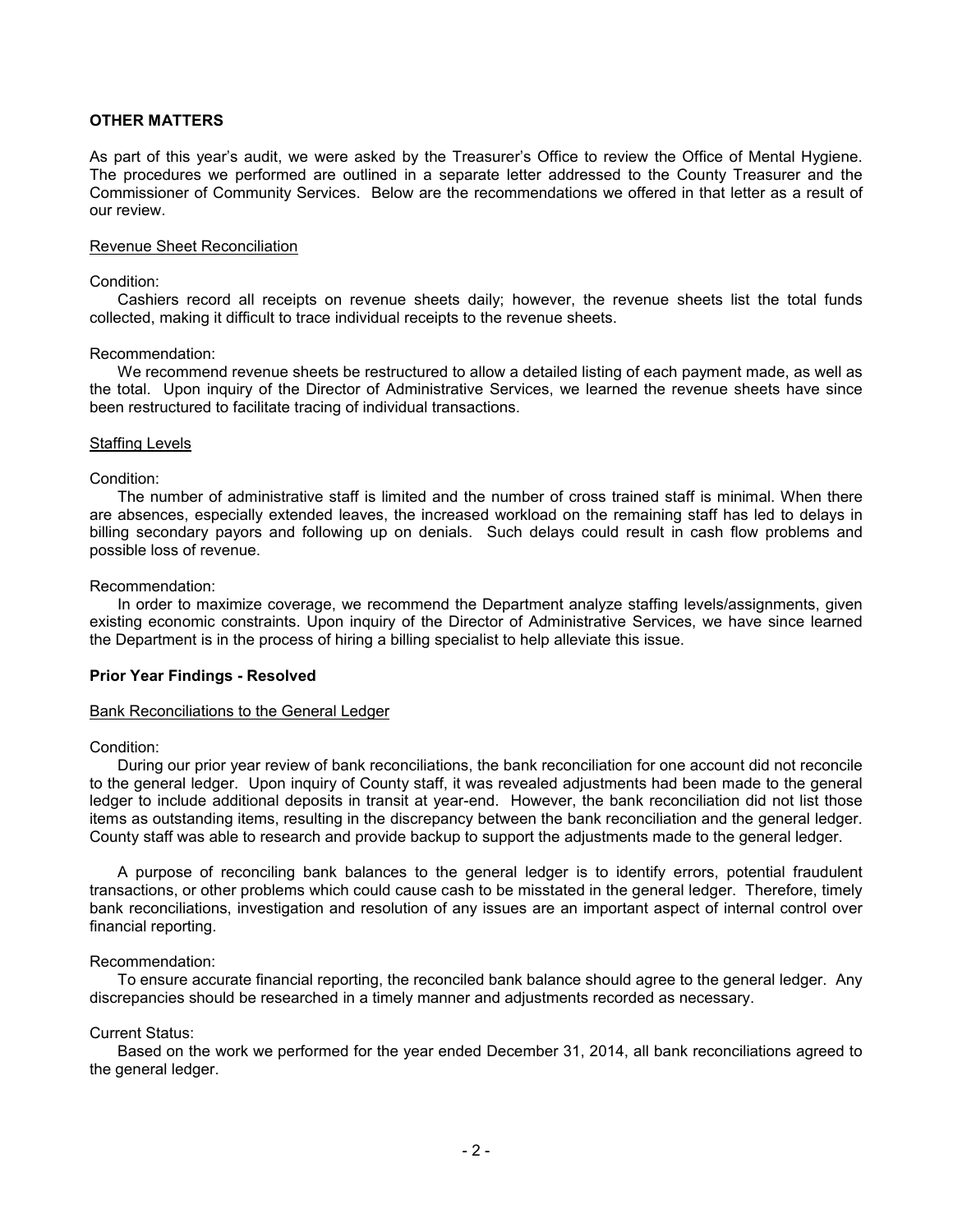**OTHER MATTERS**

As part of this year's audit, we were asked by the Treasurer's Office to review the Office of Mental Hygiene. The procedures we performed are outlined in a separate letter addressed to the County Treasurer and the Commissioner of Community Services. Below are the recommendations we offered in that letter as a result of our review.

Revenue Sheet Reconciliation

Condition:

Cashiers record all receipts on revenue sheets daily; however, the revenue sheets list the total funds collected, making it difficult to trace individual receipts to the revenue sheets.

Recommendation:

We recommend revenue sheets be restructured to allow a detailed listing of each payment made, as well as the total. Upon inquiry of the Director of Administrative Services, we learned the revenue sheets have since been restructured to facilitate tracing of individual transactions.

Staffing Levels

Condition:

The number of administrative staff is limited and the number of cross trained staff is minimal. When there are absences, especially extended leaves, the increased workload on the remaining staff has led to delays in billing secondary payors and following up on denials. Such delays could result in cash flow problems and possible loss of revenue.

Recommendation:

In order to maximize coverage, we recommend the Department analyze staffing levels/assignments, given existing economic constraints. Upon inquiry of the Director of Administrative Services, we have since learned the Department is in the process of hiring a billing specialist to help alleviate this issue.

**Prior Year Findings - Resolved**

Bank Reconciliations to the General Ledger

Condition:

During our prior year review of bank reconciliations, the bank reconciliation for one account did not reconcile to the general ledger. Upon inquiry of County staff, it was revealed adjustments had been made to the general ledger to include additional deposits in transit at year-end. However, the bank reconciliation did not list those items as outstanding items, resulting in the discrepancy between the bank reconciliation and the general ledger. County staff was able to research and provide backup to support the adjustments made to the general ledger.

A purpose of reconciling bank balances to the general ledger is to identify errors, potential fraudulent transactions, or other problems which could cause cash to be misstated in the general ledger. Therefore, timely bank reconciliations, investigation and resolution of any issues are an important aspect of internal control over financial reporting.

Recommendation:

To ensure accurate financial reporting, the reconciled bank balance should agree to the general ledger. Any discrepancies should be researched in a timely manner and adjustments recorded as necessary.

Current Status:

Based on the work we performed for the year ended December 31, 2014, all bank reconciliations agreed to the general ledger.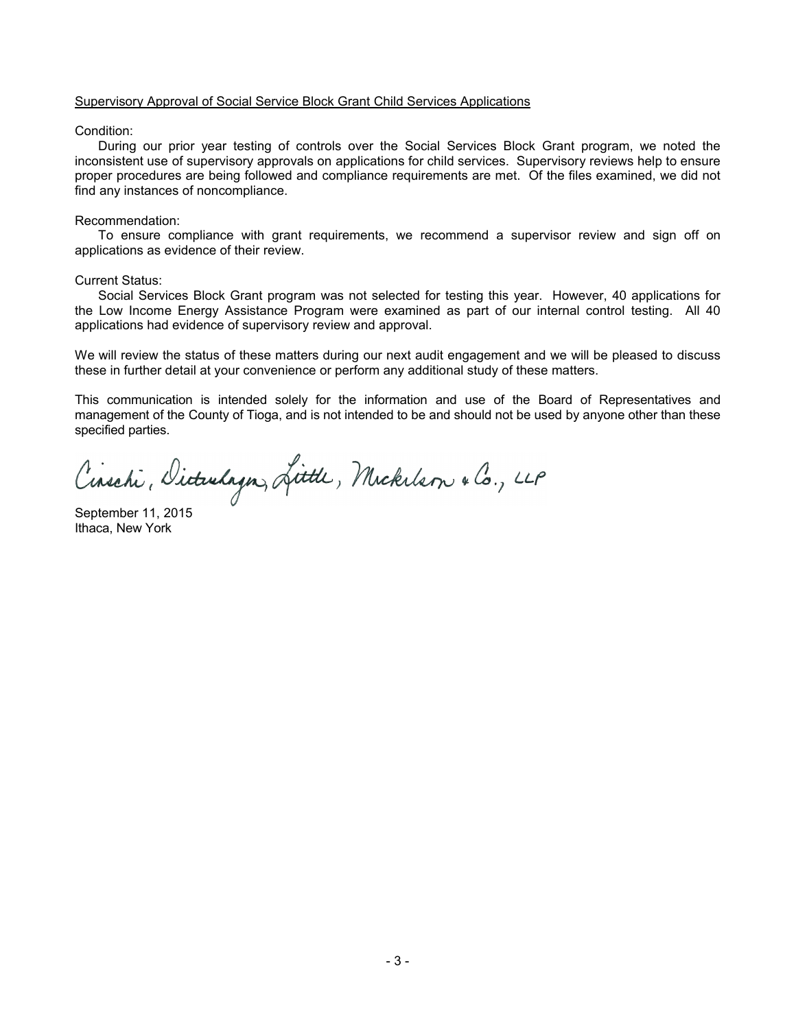Supervisory Approval of Social Service Block Grant Child Services Applications

Condition:

During our prior year testing of controls over the Social Services Block Grant program, we noted the inconsistent use of supervisory approvals on applications for child services. Supervisory reviews help to ensure proper procedures are being followed and compliance requirements are met. Of the files examined, we did not find any instances of noncompliance.

Recommendation:

To ensure compliance with grant requirements, we recommend a supervisor review and sign off on applications as evidence of their review.

Current Status:

Social Services Block Grant program was not selected for testing this year. However, 40 applications for the Low Income Energy Assistance Program were examined as part of our internal control testing. All 40 applications had evidence of supervisory review and approval.

We will review the status of these matters during our next audit engagement and we will be pleased to discuss these in further detail at your convenience or perform any additional study of these matters.

This communication is intended solely for the information and use of the Board of Representatives and management of the County of Tioga, and is not intended to be and should not be used by anyone other than these specified parties.

Ciaschi, Dietershagen, Little, Mickelson & Co., LLP

September 11, 2015
Ithaca, New York